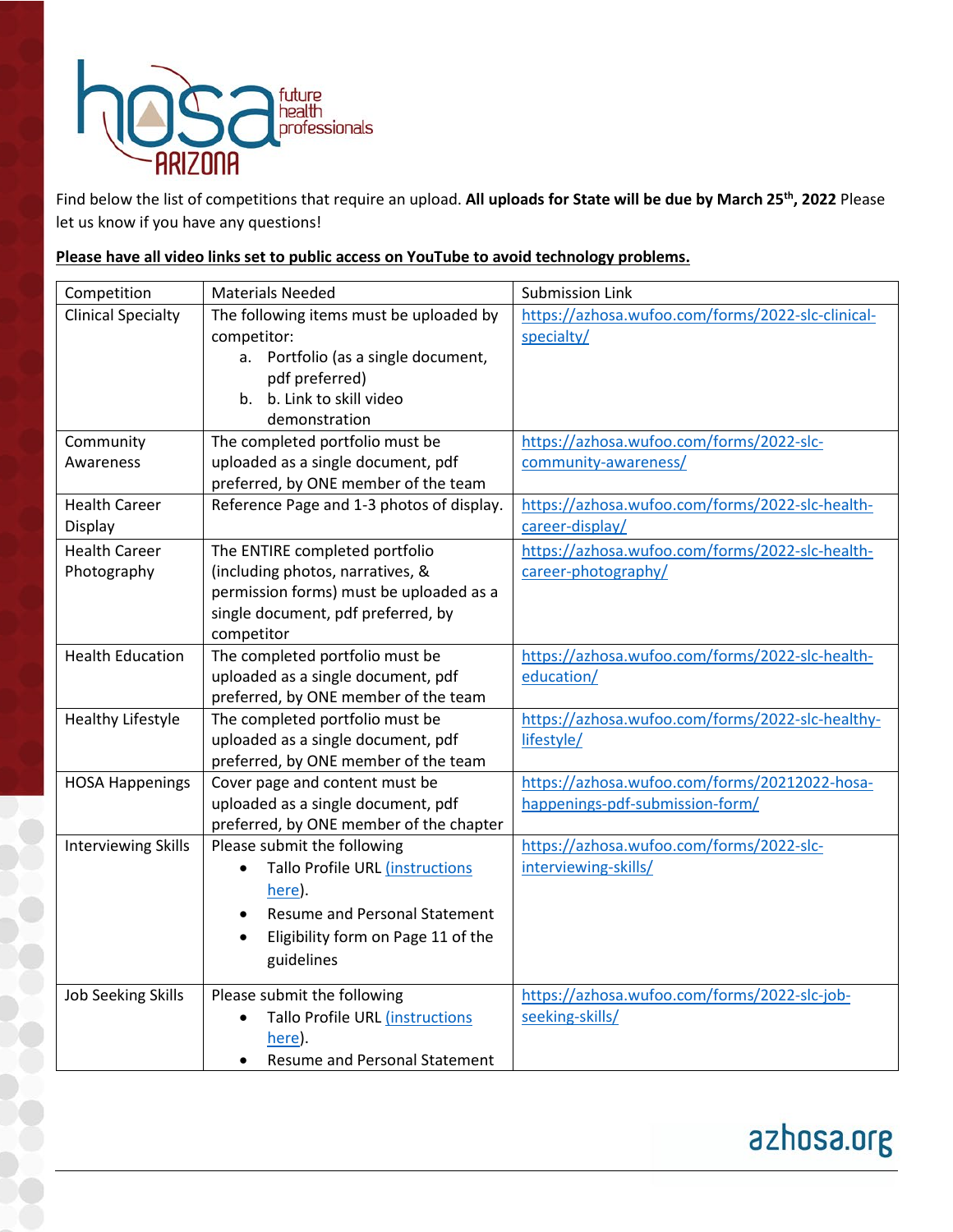Find below the list of competitions that require an upload. **All uploads for State will be due by March 25th, 2022** Please let us know if you have any questions!

**Please have all video links set to public access on YouTube to avoid technology problems.**

| Competition | Materials Needed | Submission Link |
|---|---|---|
| Clinical Specialty | The following items must be uploaded by competitor:<br>a. Portfolio (as a single document, pdf preferred)<br>b. b. Link to skill video demonstration | https://azhosa.wufoo.com/forms/2022-slc-clinical-specialty/ |
| Community Awareness | The completed portfolio must be uploaded as a single document, pdf preferred, by ONE member of the team | https://azhosa.wufoo.com/forms/2022-slc-community-awareness/ |
| Health Career Display | Reference Page and 1-3 photos of display. | https://azhosa.wufoo.com/forms/2022-slc-health-career-display/ |
| Health Career Photography | The ENTIRE completed portfolio (including photos, narratives, & permission forms) must be uploaded as a single document, pdf preferred, by competitor | https://azhosa.wufoo.com/forms/2022-slc-health-career-photography/ |
| Health Education | The completed portfolio must be uploaded as a single document, pdf preferred, by ONE member of the team | https://azhosa.wufoo.com/forms/2022-slc-health-education/ |
| Healthy Lifestyle | The completed portfolio must be uploaded as a single document, pdf preferred, by ONE member of the team | https://azhosa.wufoo.com/forms/2022-slc-healthy-lifestyle/ |
| HOSA Happenings | Cover page and content must be uploaded as a single document, pdf preferred, by ONE member of the chapter | https://azhosa.wufoo.com/forms/20212022-hosa-happenings-pdf-submission-form/ |
| Interviewing Skills | Please submit the following<br>• Tallo Profile URL (instructions here).<br>• Resume and Personal Statement<br>• Eligibility form on Page 11 of the guidelines | https://azhosa.wufoo.com/forms/2022-slc-interviewing-skills/ |
| Job Seeking Skills | Please submit the following<br>• Tallo Profile URL (instructions here).<br>• Resume and Personal Statement | https://azhosa.wufoo.com/forms/2022-slc-job-seeking-skills/ |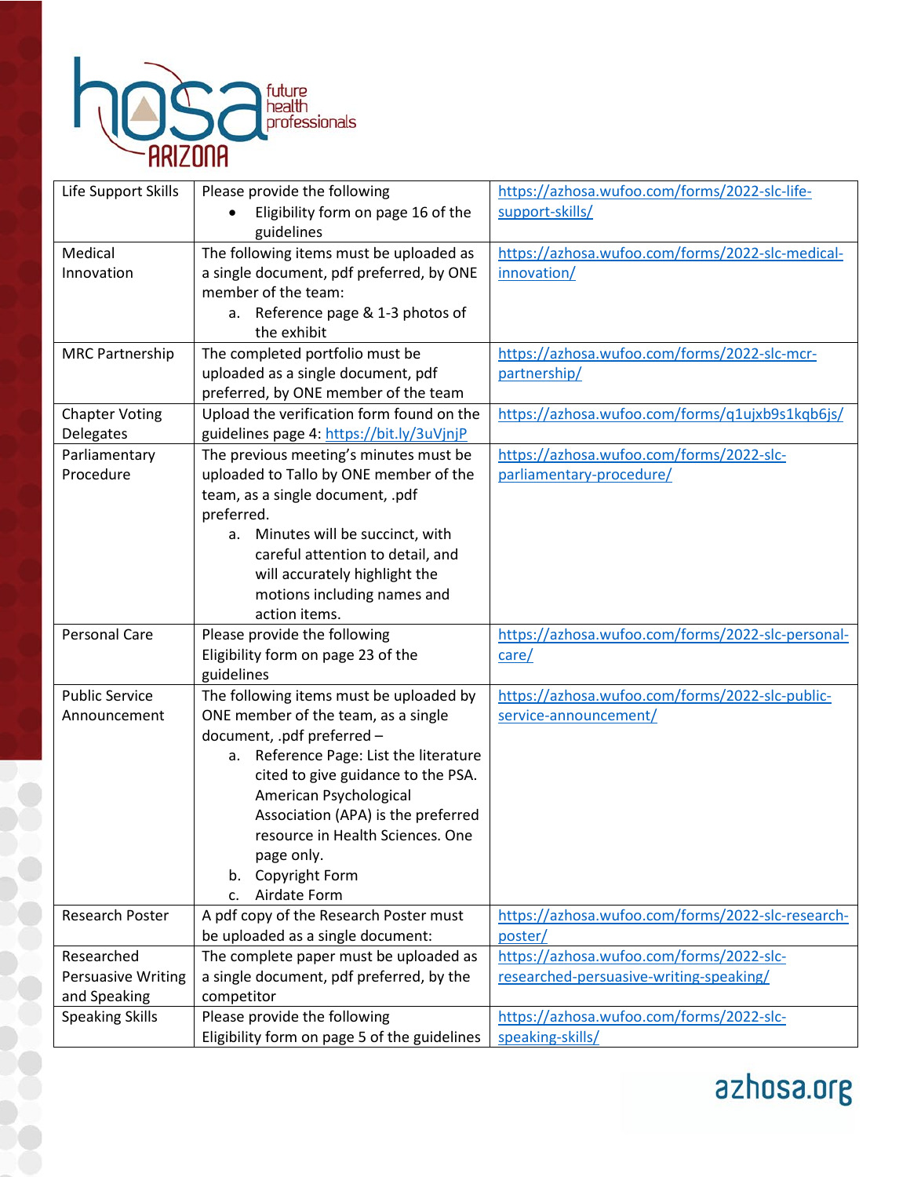| | | |
|---|---|---|
| Life Support Skills | Please provide the following<br>• Eligibility form on page 16 of the guidelines | https://azhosa.wufoo.com/forms/2022-slc-life-support-skills/ |
| Medical Innovation | The following items must be uploaded as a single document, pdf preferred, by ONE member of the team:<br>a. Reference page & 1-3 photos of the exhibit | https://azhosa.wufoo.com/forms/2022-slc-medical-innovation/ |
| MRC Partnership | The completed portfolio must be uploaded as a single document, pdf preferred, by ONE member of the team | https://azhosa.wufoo.com/forms/2022-slc-mcr-partnership/ |
| Chapter Voting Delegates | Upload the verification form found on the guidelines page 4: https://bit.ly/3uVjnjP | https://azhosa.wufoo.com/forms/q1ujxb9s1kqb6js/ |
| Parliamentary Procedure | The previous meeting's minutes must be uploaded to Tallo by ONE member of the team, as a single document, .pdf preferred.<br>a. Minutes will be succinct, with careful attention to detail, and will accurately highlight the motions including names and action items. | https://azhosa.wufoo.com/forms/2022-slc-parliamentary-procedure/ |
| Personal Care | Please provide the following<br>Eligibility form on page 23 of the guidelines | https://azhosa.wufoo.com/forms/2022-slc-personal-care/ |
| Public Service Announcement | The following items must be uploaded by ONE member of the team, as a single document, .pdf preferred –<br>a. Reference Page: List the literature cited to give guidance to the PSA. American Psychological Association (APA) is the preferred resource in Health Sciences. One page only.<br>b. Copyright Form<br>c. Airdate Form | https://azhosa.wufoo.com/forms/2022-slc-public-service-announcement/ |
| Research Poster | A pdf copy of the Research Poster must be uploaded as a single document: | https://azhosa.wufoo.com/forms/2022-slc-research-poster/ |
| Researched Persuasive Writing and Speaking | The complete paper must be uploaded as a single document, pdf preferred, by the competitor | https://azhosa.wufoo.com/forms/2022-slc-researched-persuasive-writing-speaking/ |
| Speaking Skills | Please provide the following<br>Eligibility form on page 5 of the guidelines | https://azhosa.wufoo.com/forms/2022-slc-speaking-skills/ |